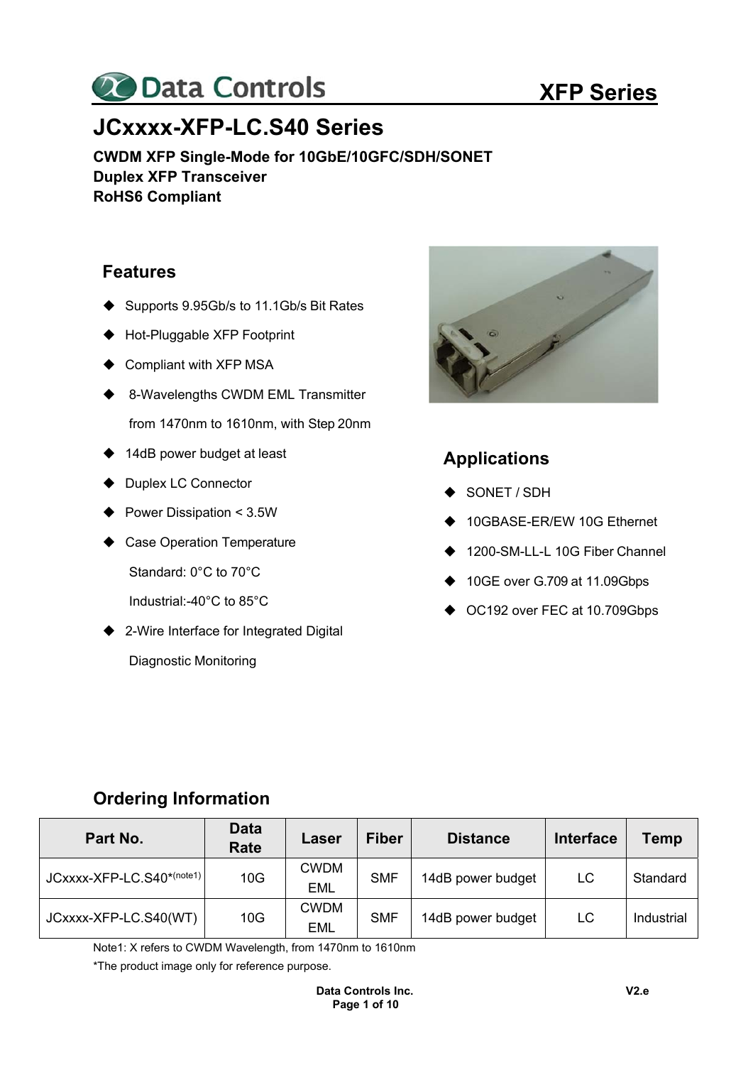Data Controls

# XFP Series

# JCxxxx-XFP-LC.S40 Series

**CWDM XFP Single-Mode for 10GbE/10GFC/SDH/SONET**
**Duplex XFP Transceiver**
**RoHS6 Compliant**

## Features

- Supports 9.95Gb/s to 11.1Gb/s Bit Rates
- Hot-Pluggable XFP Footprint
- Compliant with XFP MSA
- 8-Wavelengths CWDM EML Transmitter from 1470nm to 1610nm, with Step 20nm
- 14dB power budget at least
- Duplex LC Connector
- Power Dissipation < 3.5W
- Case Operation Temperature
  Standard: 0°C to 70°C
  Industrial:-40°C to 85°C
- 2-Wire Interface for Integrated Digital Diagnostic Monitoring

## Applications

- SONET / SDH
- 10GBASE-ER/EW 10G Ethernet
- 1200-SM-LL-L 10G Fiber Channel
- 10GE over G.709 at 11.09Gbps
- OC192 over FEC at 10.709Gbps

## Ordering Information

| Part No. | Data Rate | Laser | Fiber | Distance | Interface | Temp |
|---|---|---|---|---|---|---|
| JCxxxx-XFP-LC.S40*(note1) | 10G | CWDM EML | SMF | 14dB power budget | LC | Standard |
| JCxxxx-XFP-LC.S40(WT) | 10G | CWDM EML | SMF | 14dB power budget | LC | Industrial |

Note1: X refers to CWDM Wavelength, from 1470nm to 1610nm

*The product image only for reference purpose.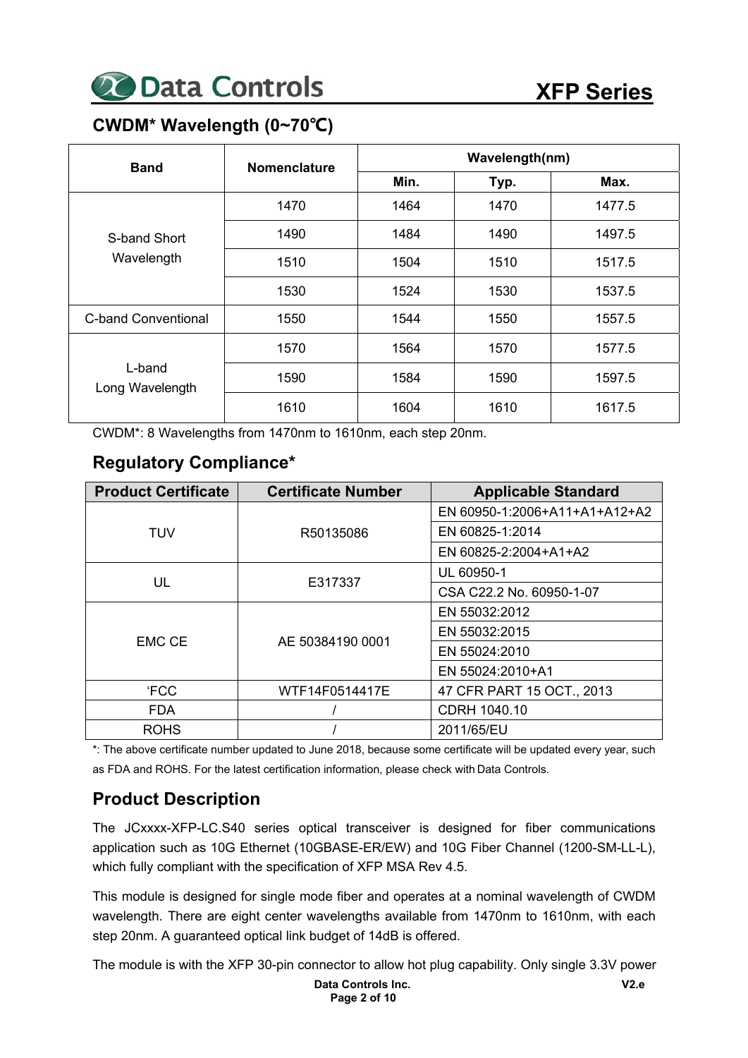## CWDM* Wavelength (0~70℃)

| Band | Nomenclature | Wavelength(nm) | | |
|---|---|---|---|---|
| | | Min. | Typ. | Max. |
| S-band Short Wavelength | 1470 | 1464 | 1470 | 1477.5 |
| | 1490 | 1484 | 1490 | 1497.5 |
| | 1510 | 1504 | 1510 | 1517.5 |
| | 1530 | 1524 | 1530 | 1537.5 |
| C-band Conventional | 1550 | 1544 | 1550 | 1557.5 |
| L-band Long Wavelength | 1570 | 1564 | 1570 | 1577.5 |
| | 1590 | 1584 | 1590 | 1597.5 |
| | 1610 | 1604 | 1610 | 1617.5 |

CWDM*: 8 Wavelengths from 1470nm to 1610nm, each step 20nm.

## Regulatory Compliance*

| Product Certificate | Certificate Number | Applicable Standard |
|---|---|---|
| TUV | R50135086 | EN 60950-1:2006+A11+A1+A12+A2 |
| | | EN 60825-1:2014 |
| | | EN 60825-2:2004+A1+A2 |
| UL | E317337 | UL 60950-1 |
| | | CSA C22.2 No. 60950-1-07 |
| EMC CE | AE 50384190 0001 | EN 55032:2012 |
| | | EN 55032:2015 |
| | | EN 55024:2010 |
| | | EN 55024:2010+A1 |
| ‘FCC | WTF14F0514417E | 47 CFR PART 15 OCT., 2013 |
| FDA | / | CDRH 1040.10 |
| ROHS | / | 2011/65/EU |

*: The above certificate number updated to June 2018, because some certificate will be updated every year, such as FDA and ROHS. For the latest certification information, please check with Data Controls.

## Product Description

The JCxxxx-XFP-LC.S40 series optical transceiver is designed for fiber communications application such as 10G Ethernet (10GBASE-ER/EW) and 10G Fiber Channel (1200-SM-LL-L), which fully compliant with the specification of XFP MSA Rev 4.5.

This module is designed for single mode fiber and operates at a nominal wavelength of CWDM wavelength. There are eight center wavelengths available from 1470nm to 1610nm, with each step 20nm. A guaranteed optical link budget of 14dB is offered.

The module is with the XFP 30-pin connector to allow hot plug capability. Only single 3.3V power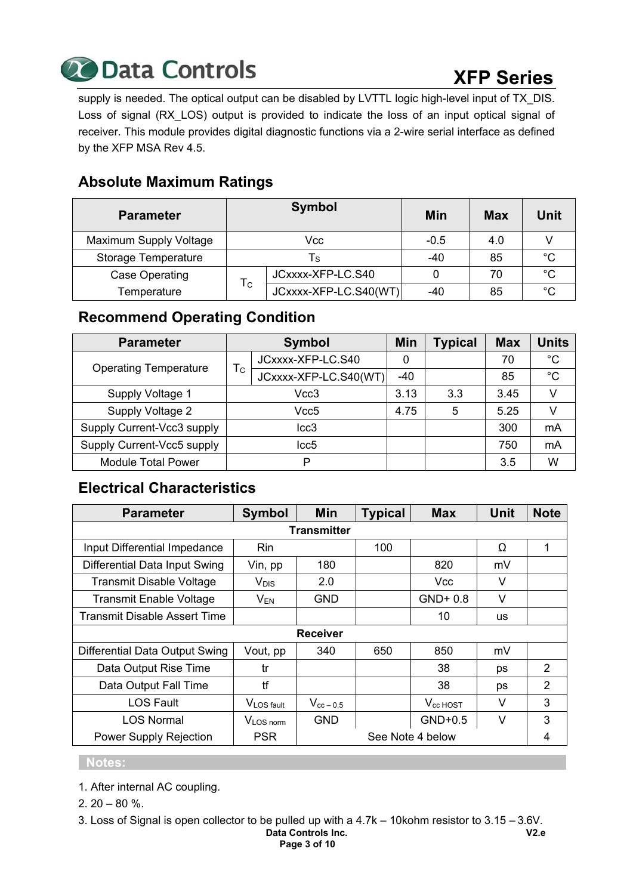supply is needed. The optical output can be disabled by LVTTL logic high-level input of TX_DIS. Loss of signal (RX_LOS) output is provided to indicate the loss of an input optical signal of receiver. This module provides digital diagnostic functions via a 2-wire serial interface as defined by the XFP MSA Rev 4.5.

## Absolute Maximum Ratings

| Parameter | Symbol | | Min | Max | Unit |
|---|---|---|---|---|---|
| Maximum Supply Voltage | Vcc | | -0.5 | 4.0 | V |
| Storage Temperature | $T_S$ | | -40 | 85 | °C |
| Case Operating Temperature | $T_C$ | JCxxxx-XFP-LC.S40 | 0 | 70 | °C |
| | | JCxxxx-XFP-LC.S40(WT) | -40 | 85 | °C |

## Recommend Operating Condition

| Parameter | Symbol | | Min | Typical | Max | Units |
|---|---|---|---|---|---|---|
| Operating Temperature | $T_C$ | JCxxxx-XFP-LC.S40 | 0 | | 70 | °C |
| | | JCxxxx-XFP-LC.S40(WT) | -40 | | 85 | °C |
| Supply Voltage 1 | Vcc3 | | 3.13 | 3.3 | 3.45 | V |
| Supply Voltage 2 | Vcc5 | | 4.75 | 5 | 5.25 | V |
| Supply Current-Vcc3 supply | Icc3 | | | | 300 | mA |
| Supply Current-Vcc5 supply | Icc5 | | | | 750 | mA |
| Module Total Power | P | | | | 3.5 | W |

## Electrical Characteristics

| Parameter | Symbol | Min | Typical | Max | Unit | Note |
|---|---|---|---|---|---|---|
| **Transmitter** | | | | | | |
| Input Differential Impedance | Rin | | 100 | | Ω | 1 |
| Differential Data Input Swing | Vin, pp | 180 | | 820 | mV | |
| Transmit Disable Voltage | $V_{DIS}$ | 2.0 | | Vcc | V | |
| Transmit Enable Voltage | $V_{EN}$ | GND | | GND+ 0.8 | V | |
| Transmit Disable Assert Time | | | | 10 | us | |
| **Receiver** | | | | | | |
| Differential Data Output Swing | Vout, pp | 340 | 650 | 850 | mV | |
| Data Output Rise Time | tr | | | 38 | ps | 2 |
| Data Output Fall Time | tf | | | 38 | ps | 2 |
| LOS Fault | $V_{LOS\ fault}$ | $V_{cc-0.5}$ | | $V_{cc\ HOST}$ | V | 3 |
| LOS Normal | $V_{LOS\ norm}$ | GND | | GND+0.5 | V | 3 |
| Power Supply Rejection | PSR | See Note 4 below | | | | 4 |

**Notes:**

1. After internal AC coupling.
2. 20 – 80 %.
3. Loss of Signal is open collector to be pulled up with a 4.7k – 10kohm resistor to 3.15 – 3.6V.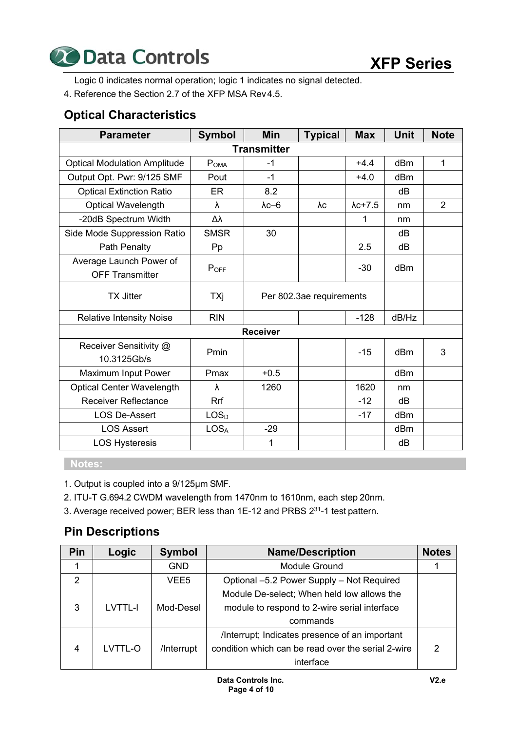Logic 0 indicates normal operation; logic 1 indicates no signal detected.

4. Reference the Section 2.7 of the XFP MSA Rev4.5.

## Optical Characteristics

| Parameter | Symbol | Min | Typical | Max | Unit | Note |
|---|---|---|---|---|---|---|
| **Transmitter** | | | | | | |
| Optical Modulation Amplitude | $P_{OMA}$ | -1 | | +4.4 | dBm | 1 |
| Output Opt. Pwr: 9/125 SMF | Pout | -1 | | +4.0 | dBm | |
| Optical Extinction Ratio | ER | 8.2 | | | dB | |
| Optical Wavelength | λ | λc–6 | λc | λc+7.5 | nm | 2 |
| -20dB Spectrum Width | Δλ | | | 1 | nm | |
| Side Mode Suppression Ratio | SMSR | 30 | | | dB | |
| Path Penalty | Pp | | | 2.5 | dB | |
| Average Launch Power of OFF Transmitter | $P_{OFF}$ | | | -30 | dBm | |
| TX Jitter | TXj | Per 802.3ae requirements | | | | |
| Relative Intensity Noise | RIN | | | -128 | dB/Hz | |
| **Receiver** | | | | | | |
| Receiver Sensitivity @ 10.3125Gb/s | Pmin | | | -15 | dBm | 3 |
| Maximum Input Power | Pmax | +0.5 | | | dBm | |
| Optical Center Wavelength | λ | 1260 | | 1620 | nm | |
| Receiver Reflectance | Rrf | | | -12 | dB | |
| LOS De-Assert | $LOS_D$ | | | -17 | dBm | |
| LOS Assert | $LOS_A$ | -29 | | | dBm | |
| LOS Hysteresis | | 1 | | | dB | |

**Notes:**

1. Output is coupled into a 9/125μm SMF.
2. ITU-T G.694.2 CWDM wavelength from 1470nm to 1610nm, each step 20nm.
3. Average received power; BER less than 1E-12 and PRBS $2^{31}$-1 test pattern.

## Pin Descriptions

| Pin | Logic | Symbol | Name/Description | Notes |
|---|---|---|---|---|
| 1 | | GND | Module Ground | 1 |
| 2 | | VEE5 | Optional –5.2 Power Supply – Not Required | |
| 3 | LVTTL-I | Mod-Desel | Module De-select; When held low allows the module to respond to 2-wire serial interface commands | |
| 4 | LVTTL-O | /Interrupt | /Interrupt; Indicates presence of an important condition which can be read over the serial 2-wire interface | 2 |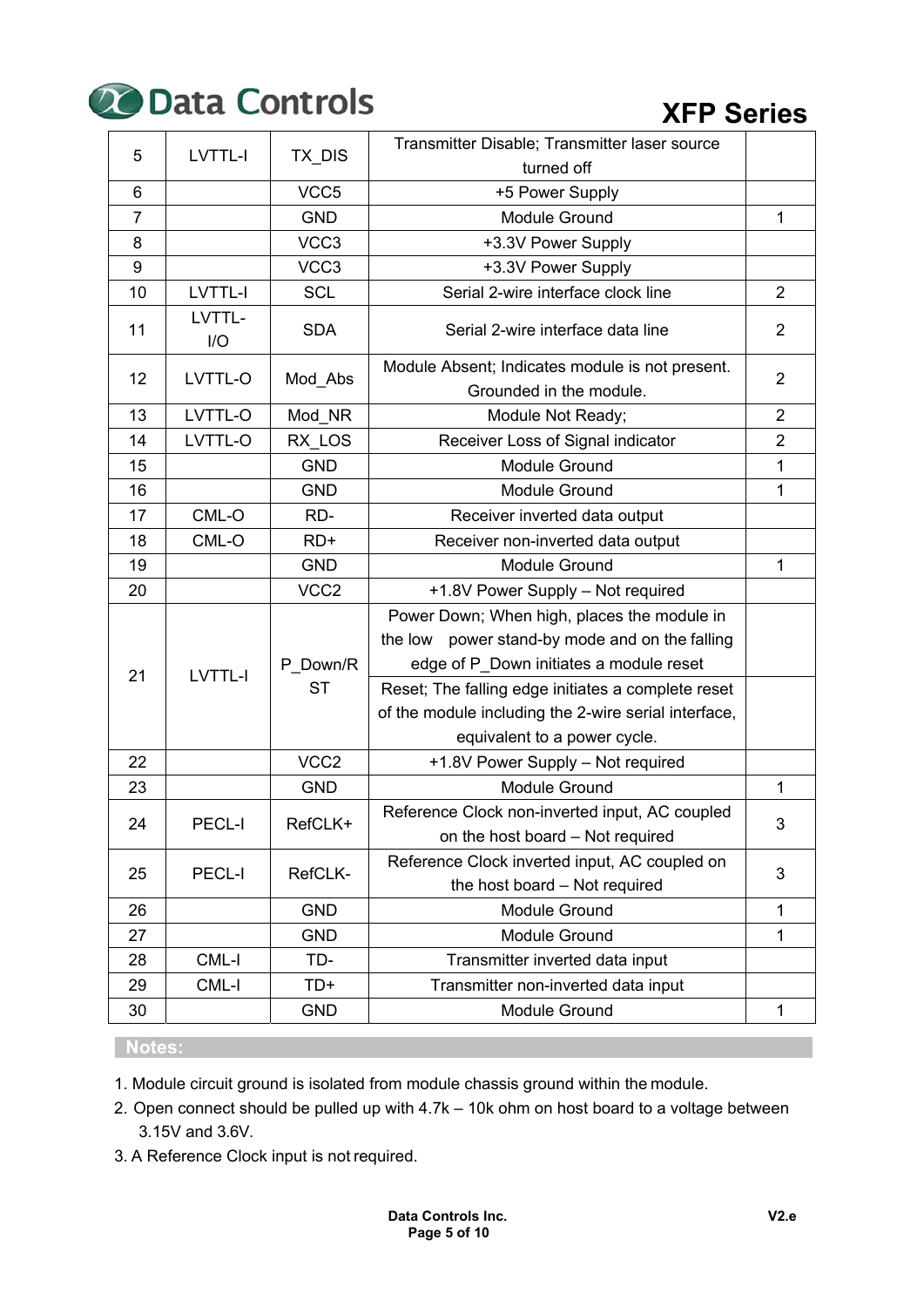| 5 | LVTTL-I | TX_DIS | Transmitter Disable; Transmitter laser source turned off | |
|---|---|---|---|---|
| 6 | | VCC5 | +5 Power Supply | |
| 7 | | GND | Module Ground | 1 |
| 8 | | VCC3 | +3.3V Power Supply | |
| 9 | | VCC3 | +3.3V Power Supply | |
| 10 | LVTTL-I | SCL | Serial 2-wire interface clock line | 2 |
| 11 | LVTTL-I/O | SDA | Serial 2-wire interface data line | 2 |
| 12 | LVTTL-O | Mod_Abs | Module Absent; Indicates module is not present. Grounded in the module. | 2 |
| 13 | LVTTL-O | Mod_NR | Module Not Ready; | 2 |
| 14 | LVTTL-O | RX_LOS | Receiver Loss of Signal indicator | 2 |
| 15 | | GND | Module Ground | 1 |
| 16 | | GND | Module Ground | 1 |
| 17 | CML-O | RD- | Receiver inverted data output | |
| 18 | CML-O | RD+ | Receiver non-inverted data output | |
| 19 | | GND | Module Ground | 1 |
| 20 | | VCC2 | +1.8V Power Supply – Not required | |
| 21 | LVTTL-I | P_Down/RST | Power Down; When high, places the module in the low power stand-by mode and on the falling edge of P_Down initiates a module reset | |
| | | | Reset; The falling edge initiates a complete reset of the module including the 2-wire serial interface, equivalent to a power cycle. | |
| 22 | | VCC2 | +1.8V Power Supply – Not required | |
| 23 | | GND | Module Ground | 1 |
| 24 | PECL-I | RefCLK+ | Reference Clock non-inverted input, AC coupled on the host board – Not required | 3 |
| 25 | PECL-I | RefCLK- | Reference Clock inverted input, AC coupled on the host board – Not required | 3 |
| 26 | | GND | Module Ground | 1 |
| 27 | | GND | Module Ground | 1 |
| 28 | CML-I | TD- | Transmitter inverted data input | |
| 29 | CML-I | TD+ | Transmitter non-inverted data input | |
| 30 | | GND | Module Ground | 1 |

**Notes:**

1. Module circuit ground is isolated from module chassis ground within the module.
2. Open connect should be pulled up with 4.7k – 10k ohm on host board to a voltage between 3.15V and 3.6V.
3. A Reference Clock input is not required.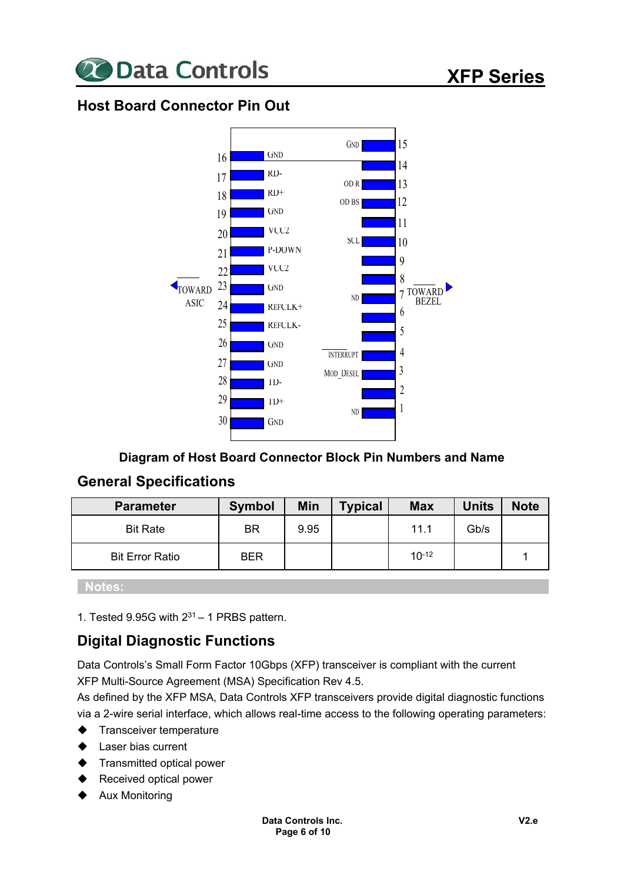## Host Board Connector Pin Out

| Pin | Name | Pin | Name |
|---|---|---|---|
| 16 | GND | 15 | GND |
| 17 | RD- | 14 | |
| 18 | RD+ | 13 | OD R |
| 19 | GND | 12 | OD BS |
| 20 | VCC2 | 11 | |
| 21 | P-DOWN | 10 | SCL |
| 22 | VCC2 | 9 | |
| 23 | GND | 8 | |
| 24 | REFCLK+ | 7 | ND |
| 25 | REFCLK- | 6 | |
| 26 | GND | 5 | |
| 27 | GND | 4 | INTERRUPT |
| 28 | TD- | 3 | MOD_DESEL |
| 29 | TD+ | 2 | |
| 30 | GND | 1 | ND |

TOWARD ASIC ← → TOWARD BEZEL

**Diagram of Host Board Connector Block Pin Numbers and Name**

## General Specifications

| Parameter | Symbol | Min | Typical | Max | Units | Note |
|---|---|---|---|---|---|---|
| Bit Rate | BR | 9.95 | | 11.1 | Gb/s | |
| Bit Error Ratio | BER | | | $10^{-12}$ | | 1 |

**Notes:**

1. Tested 9.95G with $2^{31} - 1$ PRBS pattern.

## Digital Diagnostic Functions

Data Controls's Small Form Factor 10Gbps (XFP) transceiver is compliant with the current XFP Multi-Source Agreement (MSA) Specification Rev 4.5.

As defined by the XFP MSA, Data Controls XFP transceivers provide digital diagnostic functions via a 2-wire serial interface, which allows real-time access to the following operating parameters:

- Transceiver temperature
- Laser bias current
- Transmitted optical power
- Received optical power
- Aux Monitoring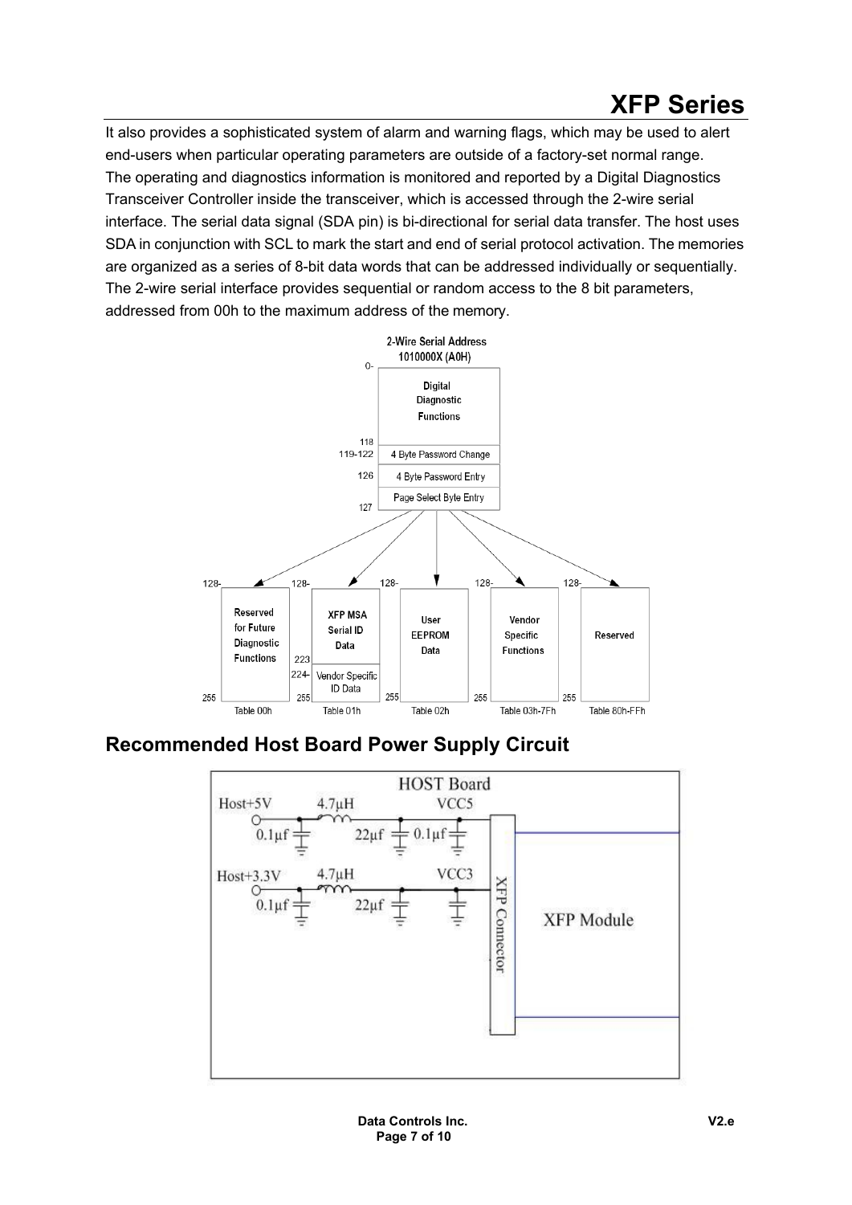It also provides a sophisticated system of alarm and warning flags, which may be used to alert end-users when particular operating parameters are outside of a factory-set normal range.
The operating and diagnostics information is monitored and reported by a Digital Diagnostics Transceiver Controller inside the transceiver, which is accessed through the 2-wire serial interface. The serial data signal (SDA pin) is bi-directional for serial data transfer. The host uses SDA in conjunction with SCL to mark the start and end of serial protocol activation. The memories are organized as a series of 8-bit data words that can be addressed individually or sequentially.
The 2-wire serial interface provides sequential or random access to the 8 bit parameters, addressed from 00h to the maximum address of the memory.

2-Wire Serial Address 1010000X (A0H)

| Address | Content |
| --- | --- |
| 0-118 | Digital Diagnostic Functions |
| 119-122 | 4 Byte Password Change |
| 126 | 4 Byte Password Entry |
| 127 | Page Select Byte Entry |

| Table | Address | Content |
| --- | --- | --- |
| Table 00h | 128-255 | Reserved for Future Diagnostic Functions |
| Table 01h | 128-223 | XFP MSA Serial ID Data |
| Table 01h | 224-255 | Vendor Specific ID Data |
| Table 02h | 128-255 | User EEPROM Data |
| Table 03h-7Fh | 128-255 | Vendor Specific Functions |
| Table 80h-FFh | 128-255 | Reserved |

## Recommended Host Board Power Supply Circuit

HOST Board

Host+5V — 0.1µf — 4.7µH — 22µf — 0.1µf — VCC5

Host+3.3V — 0.1µf — 4.7µH — 22µf — VCC3

XFP Connector — XFP Module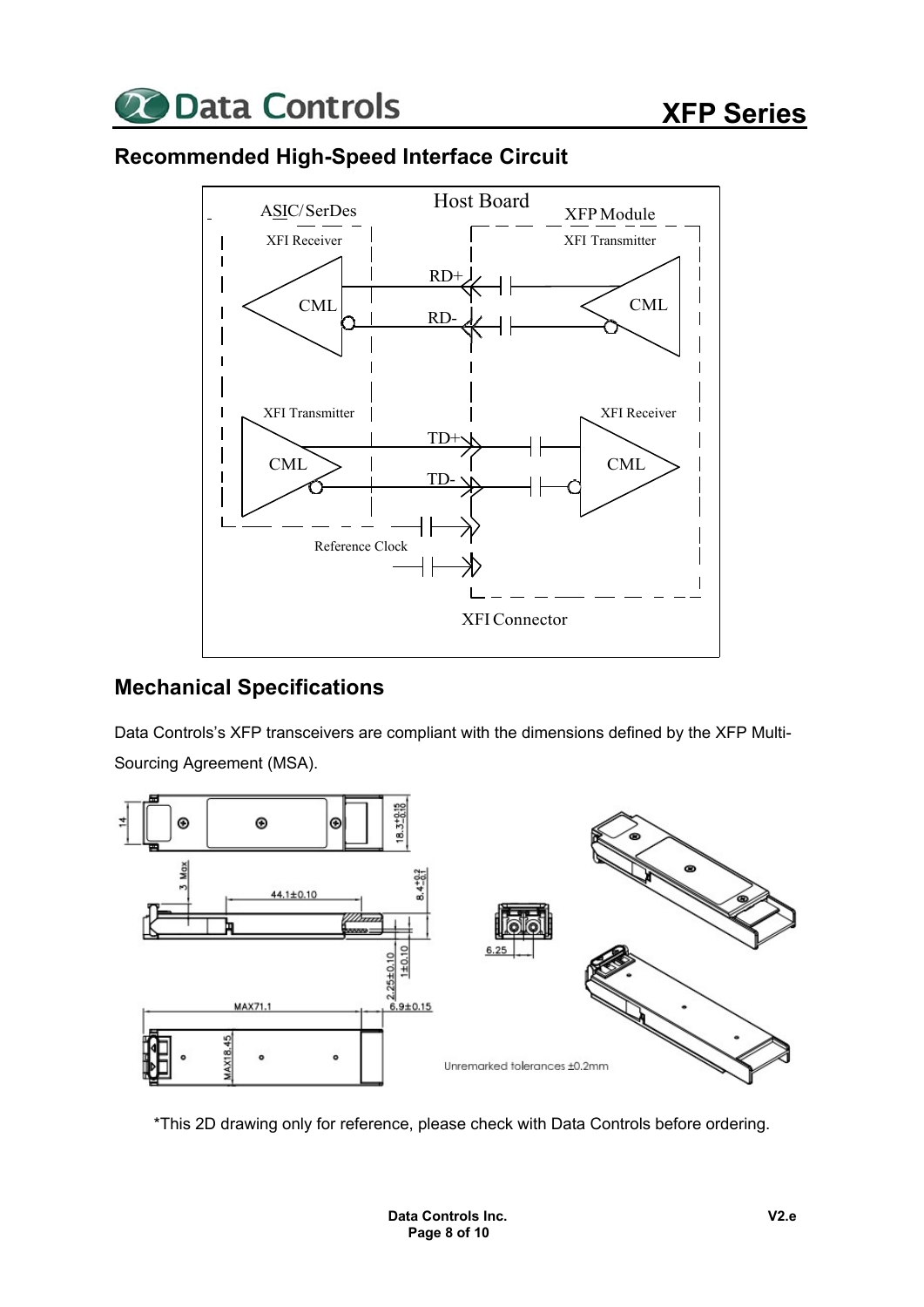## Recommended High-Speed Interface Circuit

## Mechanical Specifications

Data Controls's XFP transceivers are compliant with the dimensions defined by the XFP Multi-Sourcing Agreement (MSA).

*This 2D drawing only for reference, please check with Data Controls before ordering.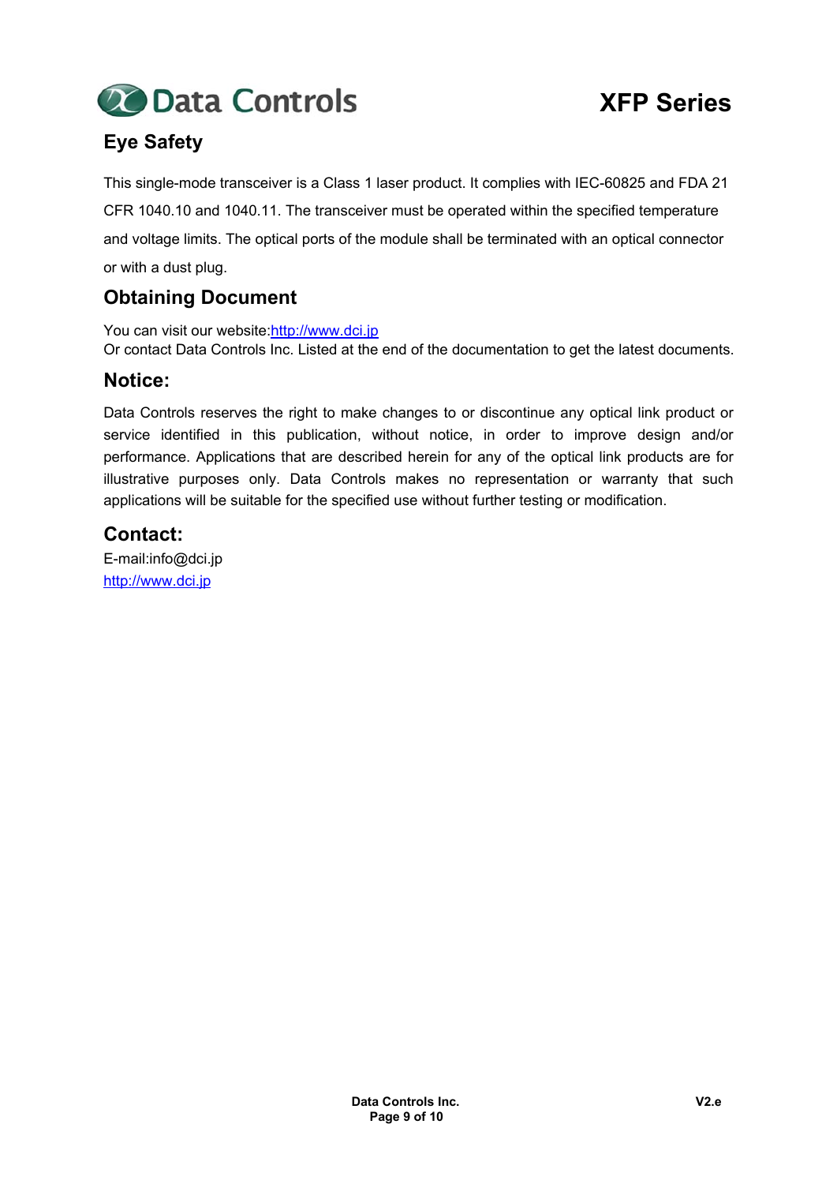## Eye Safety

This single-mode transceiver is a Class 1 laser product. It complies with IEC-60825 and FDA 21 CFR 1040.10 and 1040.11. The transceiver must be operated within the specified temperature and voltage limits. The optical ports of the module shall be terminated with an optical connector or with a dust plug.

## Obtaining Document

You can visit our website:http://www.dci.jp
Or contact Data Controls Inc. Listed at the end of the documentation to get the latest documents.

## Notice:

Data Controls reserves the right to make changes to or discontinue any optical link product or service identified in this publication, without notice, in order to improve design and/or performance. Applications that are described herein for any of the optical link products are for illustrative purposes only. Data Controls makes no representation or warranty that such applications will be suitable for the specified use without further testing or modification.

## Contact:

E-mail:info@dci.jp
http://www.dci.jp